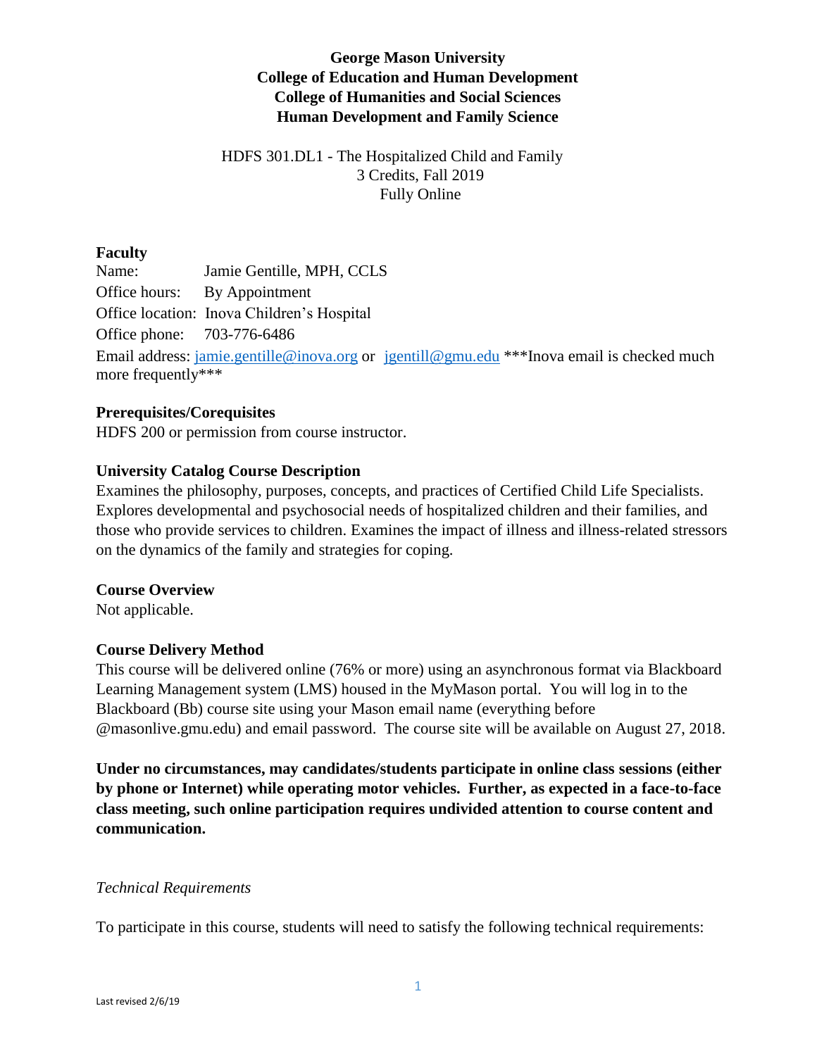**George Mason University**
**College of Education and Human Development**
**College of Humanities and Social Sciences**
**Human Development and Family Science**

HDFS 301.DL1 - The Hospitalized Child and Family
3 Credits, Fall 2019
Fully Online

## Faculty

Name: Jamie Gentille, MPH, CCLS
Office hours: By Appointment
Office location: Inova Children's Hospital
Office phone: 703-776-6486
Email address: jamie.gentille@inova.org or jgentill@gmu.edu ***Inova email is checked much more frequently***

## Prerequisites/Corequisites

HDFS 200 or permission from course instructor.

## University Catalog Course Description

Examines the philosophy, purposes, concepts, and practices of Certified Child Life Specialists. Explores developmental and psychosocial needs of hospitalized children and their families, and those who provide services to children. Examines the impact of illness and illness-related stressors on the dynamics of the family and strategies for coping.

## Course Overview

Not applicable.

## Course Delivery Method

This course will be delivered online (76% or more) using an asynchronous format via Blackboard Learning Management system (LMS) housed in the MyMason portal. You will log in to the Blackboard (Bb) course site using your Mason email name (everything before @masonlive.gmu.edu) and email password. The course site will be available on August 27, 2018.

**Under no circumstances, may candidates/students participate in online class sessions (either by phone or Internet) while operating motor vehicles. Further, as expected in a face-to-face class meeting, such online participation requires undivided attention to course content and communication.**

*Technical Requirements*

To participate in this course, students will need to satisfy the following technical requirements: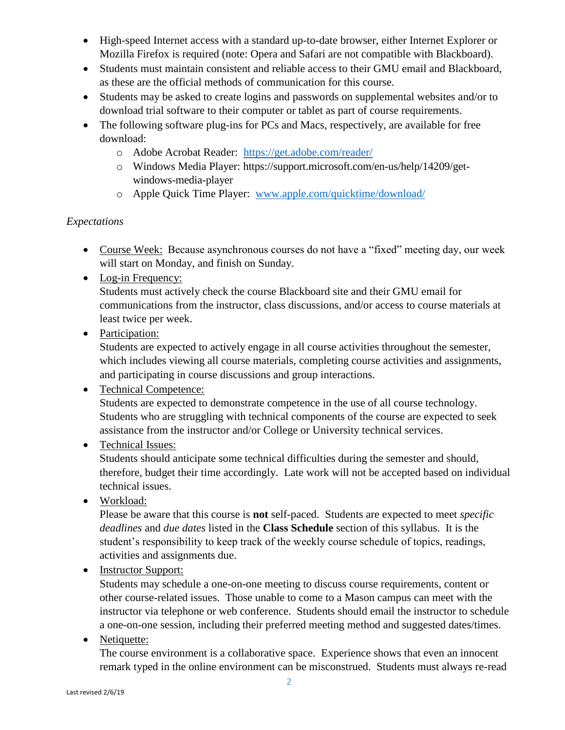- High-speed Internet access with a standard up-to-date browser, either Internet Explorer or Mozilla Firefox is required (note: Opera and Safari are not compatible with Blackboard).
- Students must maintain consistent and reliable access to their GMU email and Blackboard, as these are the official methods of communication for this course.
- Students may be asked to create logins and passwords on supplemental websites and/or to download trial software to their computer or tablet as part of course requirements.
- The following software plug-ins for PCs and Macs, respectively, are available for free download:
  - Adobe Acrobat Reader: https://get.adobe.com/reader/
  - Windows Media Player: https://support.microsoft.com/en-us/help/14209/get-windows-media-player
  - Apple Quick Time Player: www.apple.com/quicktime/download/

*Expectations*

- Course Week: Because asynchronous courses do not have a "fixed" meeting day, our week will start on Monday, and finish on Sunday.
- Log-in Frequency:
  Students must actively check the course Blackboard site and their GMU email for communications from the instructor, class discussions, and/or access to course materials at least twice per week.
- Participation:
  Students are expected to actively engage in all course activities throughout the semester, which includes viewing all course materials, completing course activities and assignments, and participating in course discussions and group interactions.
- Technical Competence:
  Students are expected to demonstrate competence in the use of all course technology. Students who are struggling with technical components of the course are expected to seek assistance from the instructor and/or College or University technical services.
- Technical Issues:
  Students should anticipate some technical difficulties during the semester and should, therefore, budget their time accordingly. Late work will not be accepted based on individual technical issues.
- Workload:
  Please be aware that this course is **not** self-paced. Students are expected to meet *specific deadlines* and *due dates* listed in the **Class Schedule** section of this syllabus. It is the student's responsibility to keep track of the weekly course schedule of topics, readings, activities and assignments due.
- Instructor Support:
  Students may schedule a one-on-one meeting to discuss course requirements, content or other course-related issues. Those unable to come to a Mason campus can meet with the instructor via telephone or web conference. Students should email the instructor to schedule a one-on-one session, including their preferred meeting method and suggested dates/times.
- Netiquette:
  The course environment is a collaborative space. Experience shows that even an innocent remark typed in the online environment can be misconstrued. Students must always re-read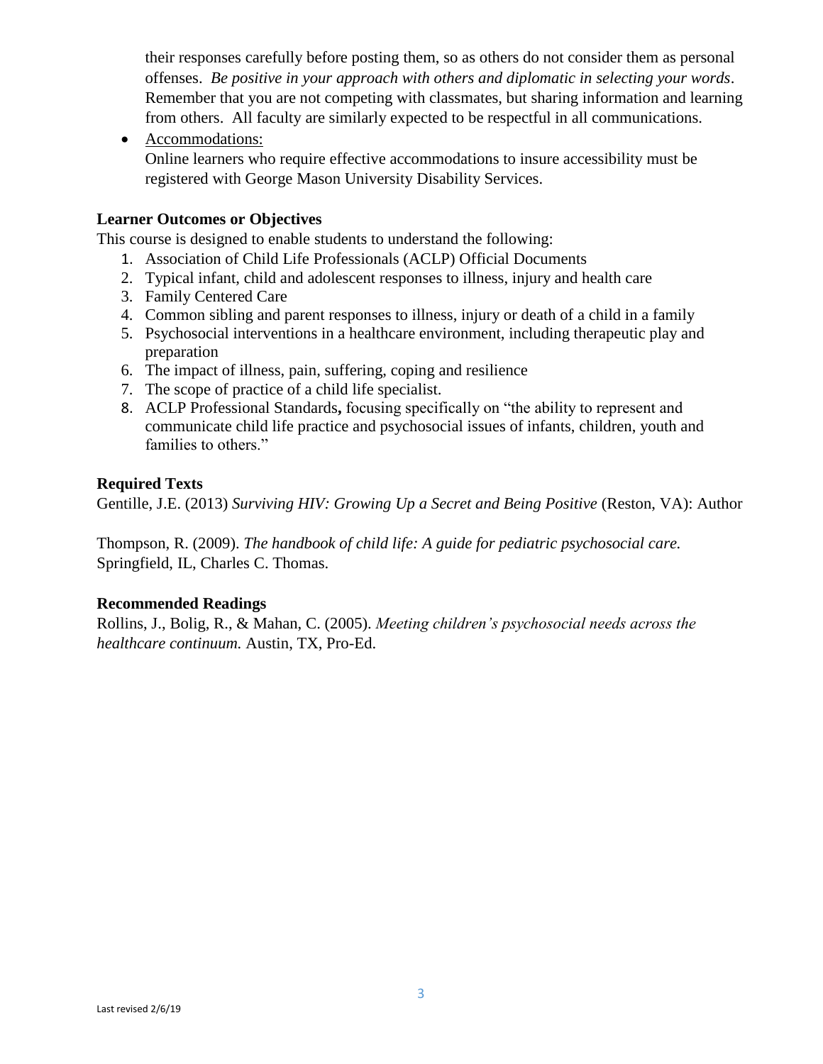their responses carefully before posting them, so as others do not consider them as personal offenses. *Be positive in your approach with others and diplomatic in selecting your words*. Remember that you are not competing with classmates, but sharing information and learning from others. All faculty are similarly expected to be respectful in all communications.

- Accommodations:
  Online learners who require effective accommodations to insure accessibility must be registered with George Mason University Disability Services.

**Learner Outcomes or Objectives**

This course is designed to enable students to understand the following:

1. Association of Child Life Professionals (ACLP) Official Documents
2. Typical infant, child and adolescent responses to illness, injury and health care
3. Family Centered Care
4. Common sibling and parent responses to illness, injury or death of a child in a family
5. Psychosocial interventions in a healthcare environment, including therapeutic play and preparation
6. The impact of illness, pain, suffering, coping and resilience
7. The scope of practice of a child life specialist.
8. ACLP Professional Standards**,** focusing specifically on "the ability to represent and communicate child life practice and psychosocial issues of infants, children, youth and families to others."

**Required Texts**

Gentille, J.E. (2013) *Surviving HIV: Growing Up a Secret and Being Positive* (Reston, VA): Author

Thompson, R. (2009). *The handbook of child life: A guide for pediatric psychosocial care.* Springfield, IL, Charles C. Thomas.

**Recommended Readings**

Rollins, J., Bolig, R., & Mahan, C. (2005). *Meeting children's psychosocial needs across the healthcare continuum.* Austin, TX, Pro-Ed.

Last revised 2/6/19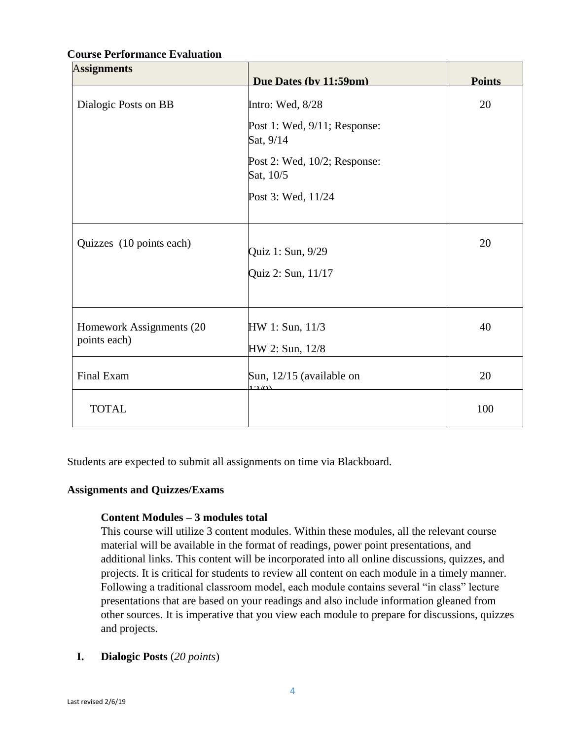**Course Performance Evaluation**

| Assignments | Due Dates (by 11:59pm) | Points |
| --- | --- | --- |
| Dialogic Posts on BB | Intro: Wed, 8/28<br>Post 1: Wed, 9/11; Response: Sat, 9/14<br>Post 2: Wed, 10/2; Response: Sat, 10/5<br>Post 3: Wed, 11/24 | 20 |
| Quizzes (10 points each) | Quiz 1: Sun, 9/29<br>Quiz 2: Sun, 11/17 | 20 |
| Homework Assignments (20 points each) | HW 1: Sun, 11/3<br>HW 2: Sun, 12/8 | 40 |
| Final Exam | Sun, 12/15 (available on 12/9) | 20 |
| TOTAL | | 100 |

Students are expected to submit all assignments on time via Blackboard.

**Assignments and Quizzes/Exams**

**Content Modules – 3 modules total**

This course will utilize 3 content modules. Within these modules, all the relevant course material will be available in the format of readings, power point presentations, and additional links. This content will be incorporated into all online discussions, quizzes, and projects. It is critical for students to review all content on each module in a timely manner. Following a traditional classroom model, each module contains several "in class" lecture presentations that are based on your readings and also include information gleaned from other sources. It is imperative that you view each module to prepare for discussions, quizzes and projects.

**I. Dialogic Posts** (*20 points*)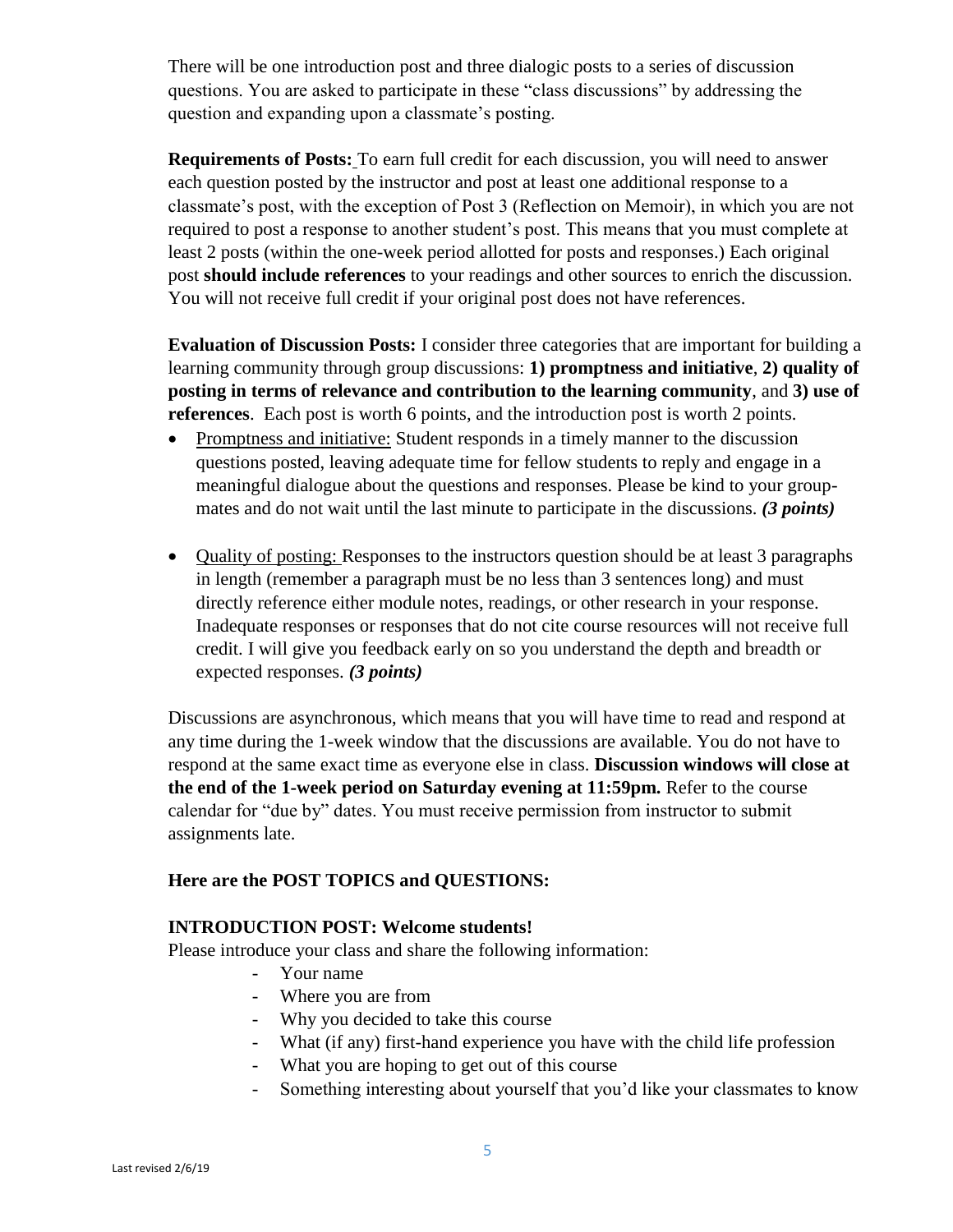There will be one introduction post and three dialogic posts to a series of discussion questions. You are asked to participate in these "class discussions" by addressing the question and expanding upon a classmate's posting.

**Requirements of Posts:** To earn full credit for each discussion, you will need to answer each question posted by the instructor and post at least one additional response to a classmate's post, with the exception of Post 3 (Reflection on Memoir), in which you are not required to post a response to another student's post. This means that you must complete at least 2 posts (within the one-week period allotted for posts and responses.) Each original post **should include references** to your readings and other sources to enrich the discussion. You will not receive full credit if your original post does not have references.

**Evaluation of Discussion Posts:** I consider three categories that are important for building a learning community through group discussions: **1) promptness and initiative**, **2) quality of posting in terms of relevance and contribution to the learning community**, and **3) use of references**. Each post is worth 6 points, and the introduction post is worth 2 points.

- Promptness and initiative: Student responds in a timely manner to the discussion questions posted, leaving adequate time for fellow students to reply and engage in a meaningful dialogue about the questions and responses. Please be kind to your group-mates and do not wait until the last minute to participate in the discussions. ***(3 points)***

- Quality of posting: Responses to the instructors question should be at least 3 paragraphs in length (remember a paragraph must be no less than 3 sentences long) and must directly reference either module notes, readings, or other research in your response. Inadequate responses or responses that do not cite course resources will not receive full credit. I will give you feedback early on so you understand the depth and breadth or expected responses. ***(3 points)***

Discussions are asynchronous, which means that you will have time to read and respond at any time during the 1-week window that the discussions are available. You do not have to respond at the same exact time as everyone else in class. **Discussion windows will close at the end of the 1-week period on Saturday evening at 11:59pm.** Refer to the course calendar for "due by" dates. You must receive permission from instructor to submit assignments late.

**Here are the POST TOPICS and QUESTIONS:**

**INTRODUCTION POST: Welcome students!**

Please introduce your class and share the following information:

- Your name
- Where you are from
- Why you decided to take this course
- What (if any) first-hand experience you have with the child life profession
- What you are hoping to get out of this course
- Something interesting about yourself that you'd like your classmates to know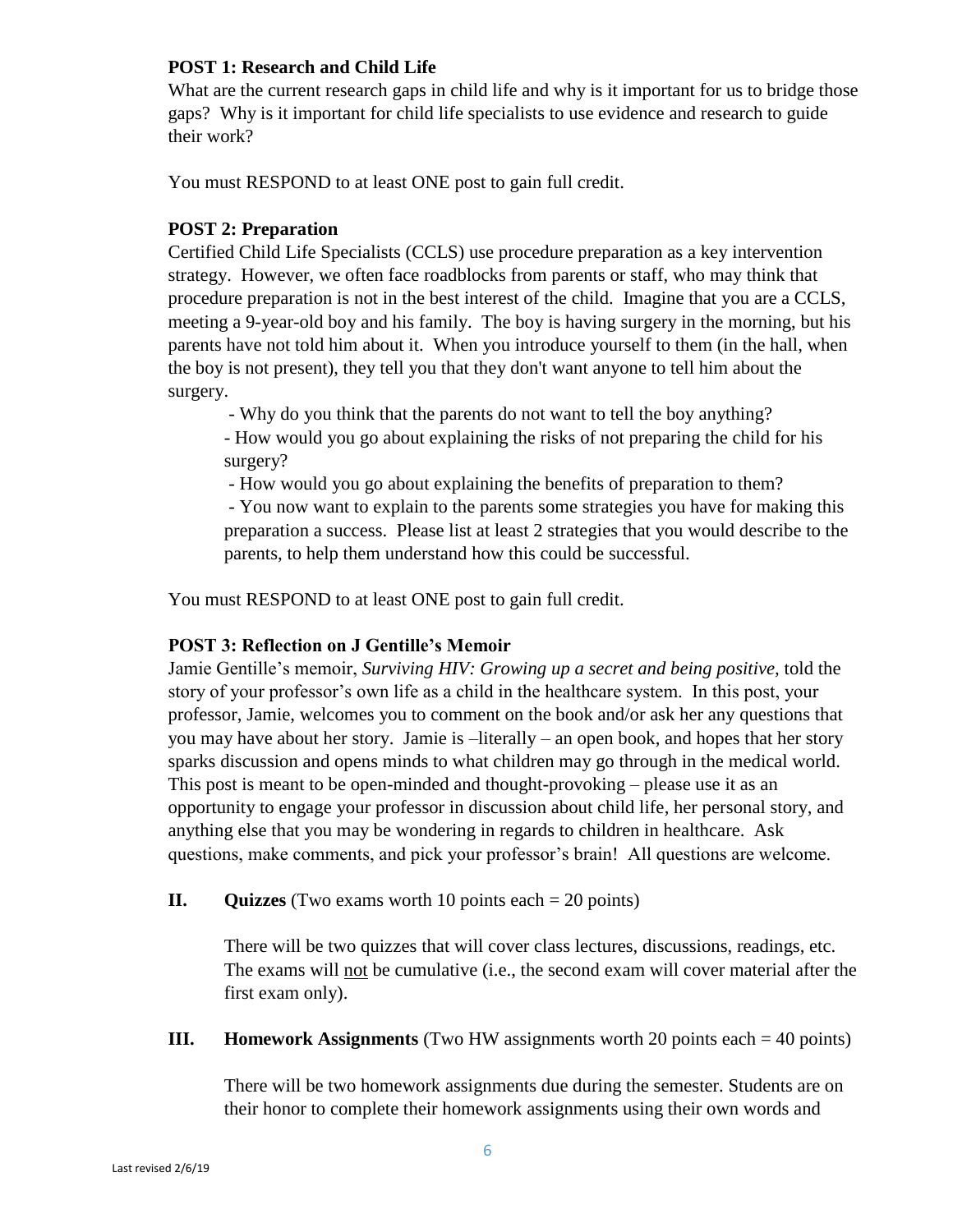**POST 1: Research and Child Life**

What are the current research gaps in child life and why is it important for us to bridge those gaps? Why is it important for child life specialists to use evidence and research to guide their work?

You must RESPOND to at least ONE post to gain full credit.

**POST 2: Preparation**

Certified Child Life Specialists (CCLS) use procedure preparation as a key intervention strategy. However, we often face roadblocks from parents or staff, who may think that procedure preparation is not in the best interest of the child. Imagine that you are a CCLS, meeting a 9-year-old boy and his family. The boy is having surgery in the morning, but his parents have not told him about it. When you introduce yourself to them (in the hall, when the boy is not present), they tell you that they don't want anyone to tell him about the surgery.

- Why do you think that the parents do not want to tell the boy anything?
- How would you go about explaining the risks of not preparing the child for his surgery?
- How would you go about explaining the benefits of preparation to them?
- You now want to explain to the parents some strategies you have for making this preparation a success. Please list at least 2 strategies that you would describe to the parents, to help them understand how this could be successful.

You must RESPOND to at least ONE post to gain full credit.

**POST 3: Reflection on J Gentille's Memoir**

Jamie Gentille's memoir, *Surviving HIV: Growing up a secret and being positive,* told the story of your professor's own life as a child in the healthcare system. In this post, your professor, Jamie, welcomes you to comment on the book and/or ask her any questions that you may have about her story. Jamie is –literally – an open book, and hopes that her story sparks discussion and opens minds to what children may go through in the medical world. This post is meant to be open-minded and thought-provoking – please use it as an opportunity to engage your professor in discussion about child life, her personal story, and anything else that you may be wondering in regards to children in healthcare. Ask questions, make comments, and pick your professor's brain! All questions are welcome.

**II. Quizzes** (Two exams worth 10 points each = 20 points)

There will be two quizzes that will cover class lectures, discussions, readings, etc. The exams will <u>not</u> be cumulative (i.e., the second exam will cover material after the first exam only).

**III. Homework Assignments** (Two HW assignments worth 20 points each = 40 points)

There will be two homework assignments due during the semester. Students are on their honor to complete their homework assignments using their own words and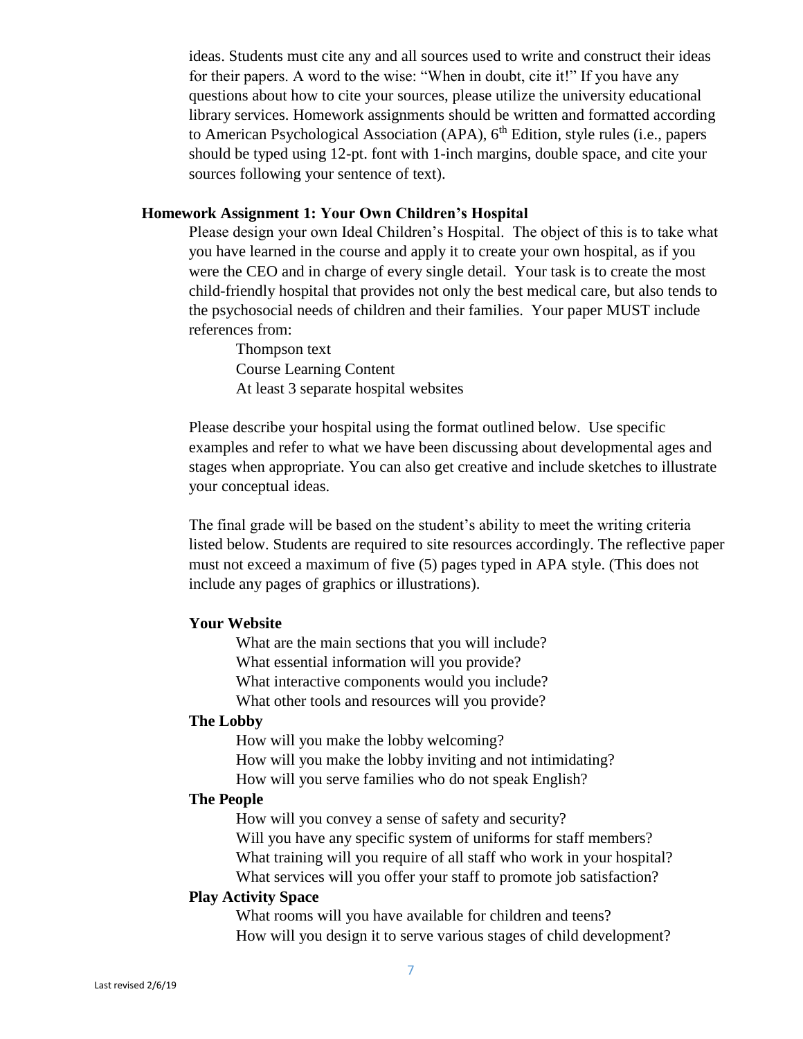ideas. Students must cite any and all sources used to write and construct their ideas for their papers. A word to the wise: "When in doubt, cite it!" If you have any questions about how to cite your sources, please utilize the university educational library services. Homework assignments should be written and formatted according to American Psychological Association (APA), 6th Edition, style rules (i.e., papers should be typed using 12-pt. font with 1-inch margins, double space, and cite your sources following your sentence of text).

### Homework Assignment 1: Your Own Children's Hospital

Please design your own Ideal Children's Hospital. The object of this is to take what you have learned in the course and apply it to create your own hospital, as if you were the CEO and in charge of every single detail. Your task is to create the most child-friendly hospital that provides not only the best medical care, but also tends to the psychosocial needs of children and their families. Your paper MUST include references from:

- Thompson text
- Course Learning Content
- At least 3 separate hospital websites

Please describe your hospital using the format outlined below. Use specific examples and refer to what we have been discussing about developmental ages and stages when appropriate. You can also get creative and include sketches to illustrate your conceptual ideas.

The final grade will be based on the student's ability to meet the writing criteria listed below. Students are required to site resources accordingly. The reflective paper must not exceed a maximum of five (5) pages typed in APA style. (This does not include any pages of graphics or illustrations).

**Your Website**

- What are the main sections that you will include?
- What essential information will you provide?
- What interactive components would you include?
- What other tools and resources will you provide?

**The Lobby**

- How will you make the lobby welcoming?
- How will you make the lobby inviting and not intimidating?
- How will you serve families who do not speak English?

**The People**

- How will you convey a sense of safety and security?
- Will you have any specific system of uniforms for staff members?
- What training will you require of all staff who work in your hospital?
- What services will you offer your staff to promote job satisfaction?

**Play Activity Space**

- What rooms will you have available for children and teens?
- How will you design it to serve various stages of child development?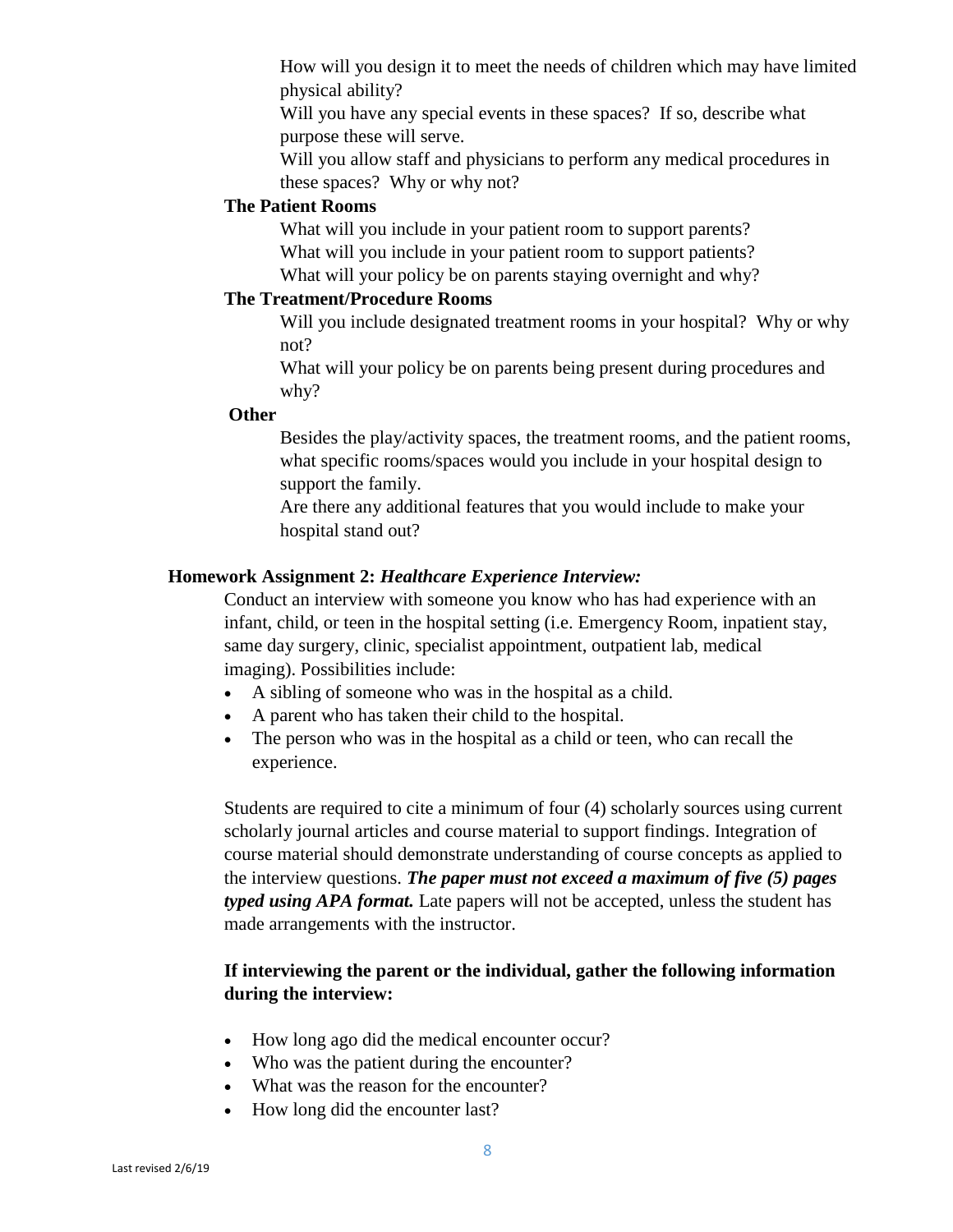How will you design it to meet the needs of children which may have limited physical ability?

Will you have any special events in these spaces? If so, describe what purpose these will serve.

Will you allow staff and physicians to perform any medical procedures in these spaces? Why or why not?

**The Patient Rooms**

What will you include in your patient room to support parents?

What will you include in your patient room to support patients?

What will your policy be on parents staying overnight and why?

**The Treatment/Procedure Rooms**

Will you include designated treatment rooms in your hospital? Why or why not?

What will your policy be on parents being present during procedures and why?

**Other**

Besides the play/activity spaces, the treatment rooms, and the patient rooms, what specific rooms/spaces would you include in your hospital design to support the family.

Are there any additional features that you would include to make your hospital stand out?

**Homework Assignment 2:** ***Healthcare Experience Interview:***

Conduct an interview with someone you know who has had experience with an infant, child, or teen in the hospital setting (i.e. Emergency Room, inpatient stay, same day surgery, clinic, specialist appointment, outpatient lab, medical imaging). Possibilities include:

- A sibling of someone who was in the hospital as a child.
- A parent who has taken their child to the hospital.
- The person who was in the hospital as a child or teen, who can recall the experience.

Students are required to cite a minimum of four (4) scholarly sources using current scholarly journal articles and course material to support findings. Integration of course material should demonstrate understanding of course concepts as applied to the interview questions. ***The paper must not exceed a maximum of five (5) pages typed using APA format.*** Late papers will not be accepted, unless the student has made arrangements with the instructor.

**If interviewing the parent or the individual, gather the following information during the interview:**

- How long ago did the medical encounter occur?
- Who was the patient during the encounter?
- What was the reason for the encounter?
- How long did the encounter last?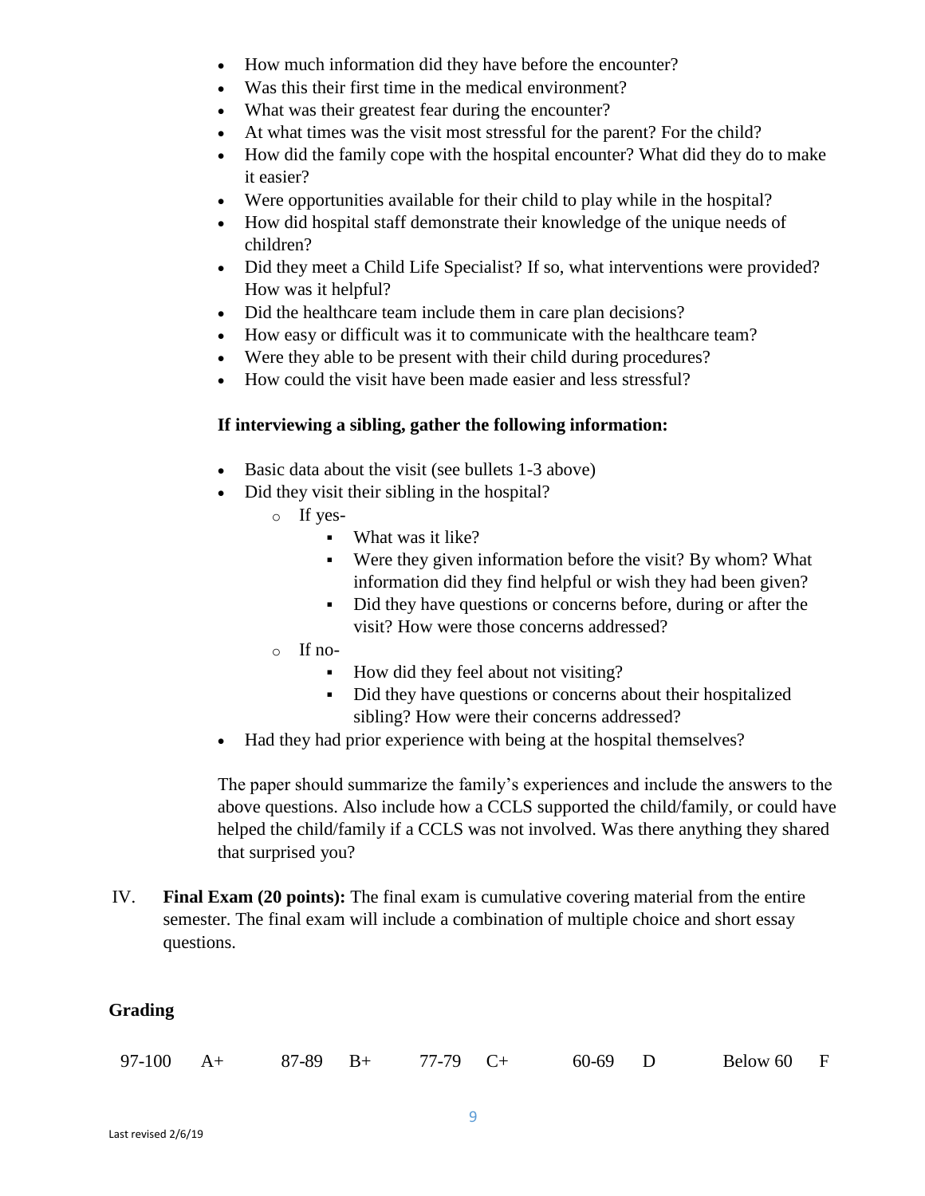- How much information did they have before the encounter?
- Was this their first time in the medical environment?
- What was their greatest fear during the encounter?
- At what times was the visit most stressful for the parent? For the child?
- How did the family cope with the hospital encounter? What did they do to make it easier?
- Were opportunities available for their child to play while in the hospital?
- How did hospital staff demonstrate their knowledge of the unique needs of children?
- Did they meet a Child Life Specialist? If so, what interventions were provided? How was it helpful?
- Did the healthcare team include them in care plan decisions?
- How easy or difficult was it to communicate with the healthcare team?
- Were they able to be present with their child during procedures?
- How could the visit have been made easier and less stressful?

**If interviewing a sibling, gather the following information:**

- Basic data about the visit (see bullets 1-3 above)
- Did they visit their sibling in the hospital?
  - If yes-
    - What was it like?
    - Were they given information before the visit? By whom? What information did they find helpful or wish they had been given?
    - Did they have questions or concerns before, during or after the visit? How were those concerns addressed?
  - If no-
    - How did they feel about not visiting?
    - Did they have questions or concerns about their hospitalized sibling? How were their concerns addressed?
- Had they had prior experience with being at the hospital themselves?

The paper should summarize the family's experiences and include the answers to the above questions. Also include how a CCLS supported the child/family, or could have helped the child/family if a CCLS was not involved. Was there anything they shared that surprised you?

IV. **Final Exam (20 points):** The final exam is cumulative covering material from the entire semester. The final exam will include a combination of multiple choice and short essay questions.

**Grading**

| 97-100 | A+ | 87-89 | B+ | 77-79 | C+ | 60-69 | D | Below 60 | F |
|---|---|---|---|---|---|---|---|---|---|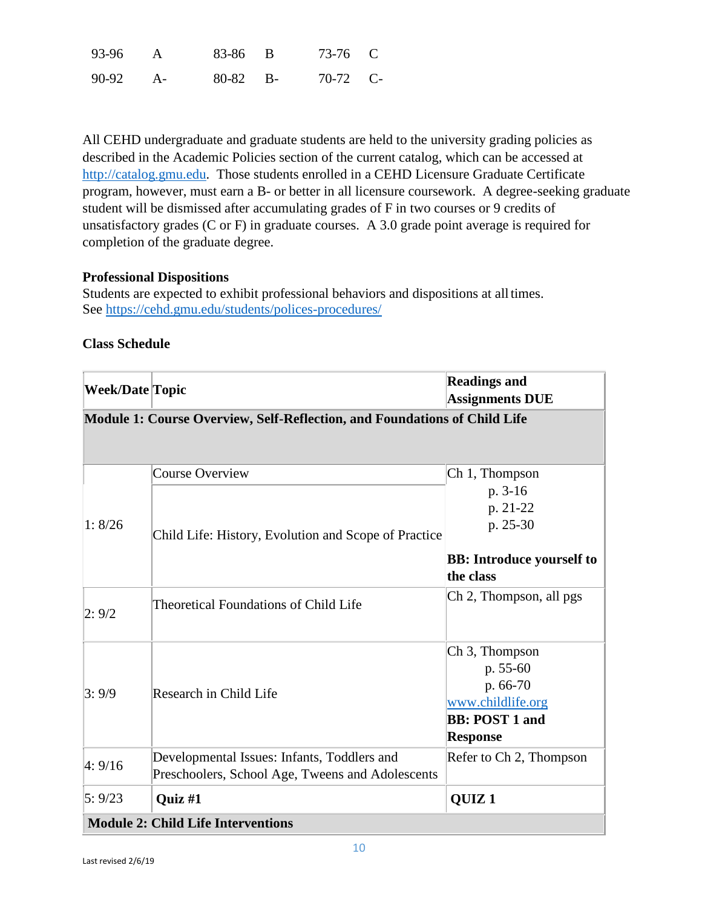| | | | | | |
|---|---|---|---|---|---|
| 93-96 | A | 83-86 | B | 73-76 | C |
| 90-92 | A- | 80-82 | B- | 70-72 | C- |

All CEHD undergraduate and graduate students are held to the university grading policies as described in the Academic Policies section of the current catalog, which can be accessed at http://catalog.gmu.edu. Those students enrolled in a CEHD Licensure Graduate Certificate program, however, must earn a B- or better in all licensure coursework. A degree-seeking graduate student will be dismissed after accumulating grades of F in two courses or 9 credits of unsatisfactory grades (C or F) in graduate courses. A 3.0 grade point average is required for completion of the graduate degree.

**Professional Dispositions**
Students are expected to exhibit professional behaviors and dispositions at all times.
See https://cehd.gmu.edu/students/polices-procedures/

**Class Schedule**

| Week/Date | Topic | Readings and Assignments DUE |
|---|---|---|
| **Module 1: Course Overview, Self-Reflection, and Foundations of Child Life** | | |
| 1: 8/26 | Course Overview<br>Child Life: History, Evolution and Scope of Practice | Ch 1, Thompson<br>p. 3-16<br>p. 21-22<br>p. 25-30<br>**BB: Introduce yourself to the class** |
| 2: 9/2 | Theoretical Foundations of Child Life | Ch 2, Thompson, all pgs |
| 3: 9/9 | Research in Child Life | Ch 3, Thompson<br>p. 55-60<br>p. 66-70<br>www.childlife.org<br>**BB: POST 1 and Response** |
| 4: 9/16 | Developmental Issues: Infants, Toddlers and Preschoolers, School Age, Tweens and Adolescents | Refer to Ch 2, Thompson |
| 5: 9/23 | **Quiz #1** | **QUIZ 1** |
| **Module 2: Child Life Interventions** | | |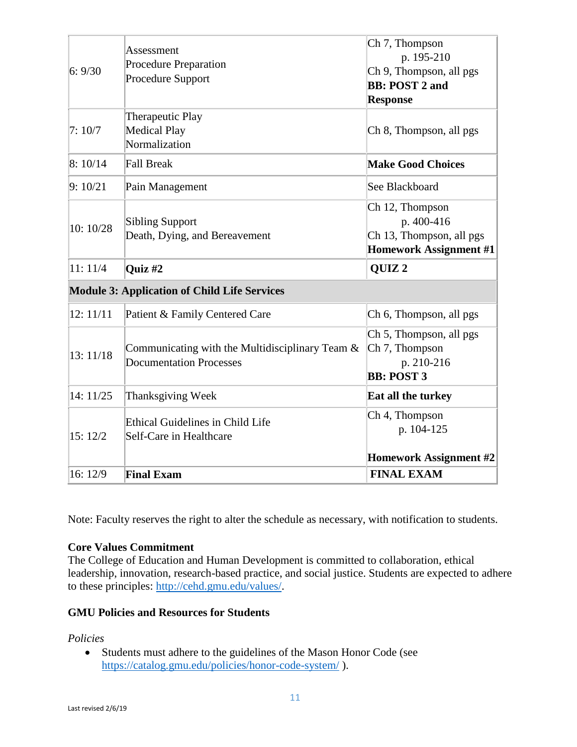| | | |
|---|---|---|
| 6: 9/30 | Assessment<br>Procedure Preparation<br>Procedure Support | Ch 7, Thompson<br>p. 195-210<br>Ch 9, Thompson, all pgs<br>**BB: POST 2 and Response** |
| 7: 10/7 | Therapeutic Play<br>Medical Play<br>Normalization | Ch 8, Thompson, all pgs |
| 8: 10/14 | Fall Break | **Make Good Choices** |
| 9: 10/21 | Pain Management | See Blackboard |
| 10: 10/28 | Sibling Support<br>Death, Dying, and Bereavement | Ch 12, Thompson<br>p. 400-416<br>Ch 13, Thompson, all pgs<br>**Homework Assignment #1** |
| 11: 11/4 | **Quiz #2** | **QUIZ 2** |
| **Module 3: Application of Child Life Services** | | |
| 12: 11/11 | Patient & Family Centered Care | Ch 6, Thompson, all pgs |
| 13: 11/18 | Communicating with the Multidisciplinary Team & Documentation Processes | Ch 5, Thompson, all pgs<br>Ch 7, Thompson<br>p. 210-216<br>**BB: POST 3** |
| 14: 11/25 | Thanksgiving Week | **Eat all the turkey** |
| 15: 12/2 | Ethical Guidelines in Child Life<br>Self-Care in Healthcare | Ch 4, Thompson<br>p. 104-125<br><br>**Homework Assignment #2** |
| 16: 12/9 | **Final Exam** | **FINAL EXAM** |

Note: Faculty reserves the right to alter the schedule as necessary, with notification to students.

**Core Values Commitment**
The College of Education and Human Development is committed to collaboration, ethical leadership, innovation, research-based practice, and social justice. Students are expected to adhere to these principles: http://cehd.gmu.edu/values/.

**GMU Policies and Resources for Students**

*Policies*

- Students must adhere to the guidelines of the Mason Honor Code (see https://catalog.gmu.edu/policies/honor-code-system/ ).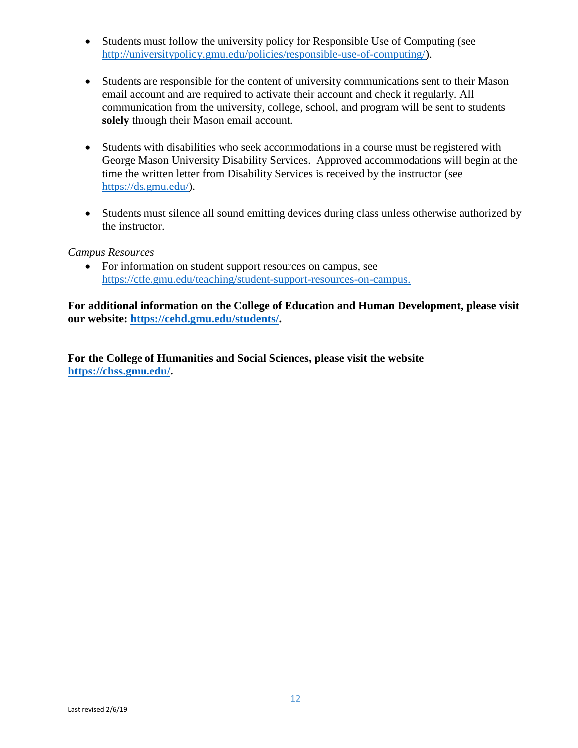- Students must follow the university policy for Responsible Use of Computing (see http://universitypolicy.gmu.edu/policies/responsible-use-of-computing/).

- Students are responsible for the content of university communications sent to their Mason email account and are required to activate their account and check it regularly. All communication from the university, college, school, and program will be sent to students **solely** through their Mason email account.

- Students with disabilities who seek accommodations in a course must be registered with George Mason University Disability Services. Approved accommodations will begin at the time the written letter from Disability Services is received by the instructor (see https://ds.gmu.edu/).

- Students must silence all sound emitting devices during class unless otherwise authorized by the instructor.

*Campus Resources*

- For information on student support resources on campus, see https://ctfe.gmu.edu/teaching/student-support-resources-on-campus.

**For additional information on the College of Education and Human Development, please visit our website: https://cehd.gmu.edu/students/.**

**For the College of Humanities and Social Sciences, please visit the website https://chss.gmu.edu/.**

Last revised 2/6/19